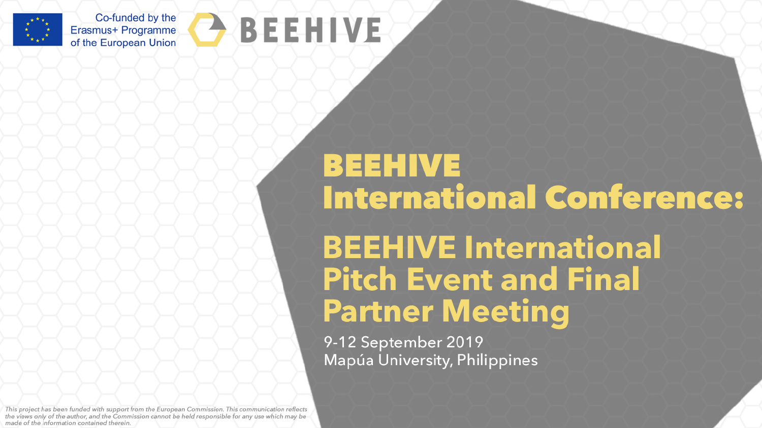Co-funded by the Erasmus+ Programme of the European Union

BEEHIVE

# BEEHIVE International Conference:

# BEEHIVE International Pitch Event and Final Partner Meeting

9-12 September 2019
Mapúa University, Philippines

*This project has been funded with support from the European Commission. This communication reflects the views only of the author, and the Commission cannot be held responsible for any use which may be made of the information contained therein.*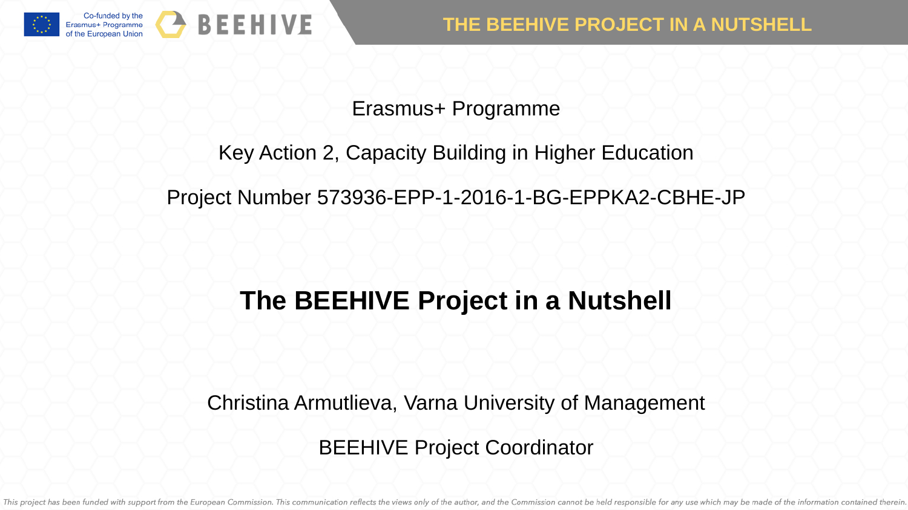Erasmus+ Programme

Key Action 2, Capacity Building in Higher Education

Project Number 573936-EPP-1-2016-1-BG-EPPKA2-CBHE-JP

# The BEEHIVE Project in a Nutshell

Christina Armutlieva, Varna University of Management

BEEHIVE Project Coordinator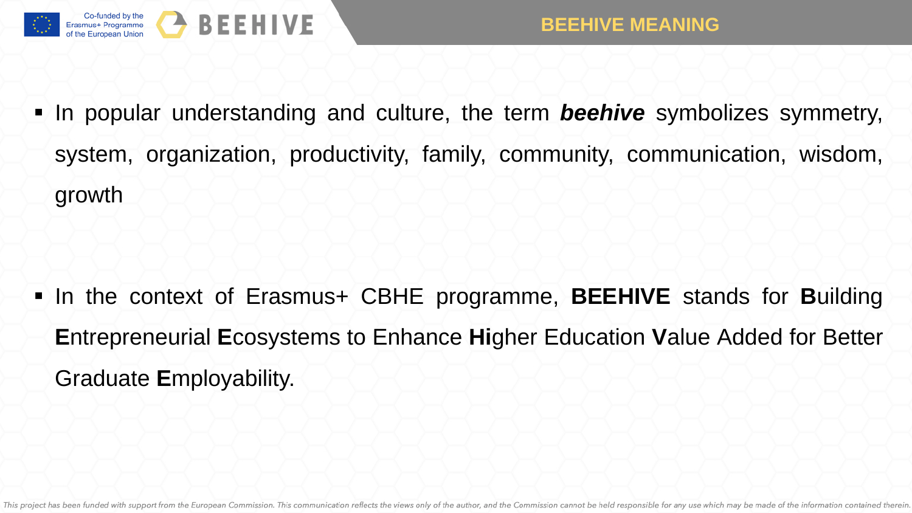# BEEHIVE MEANING

- In popular understanding and culture, the term ***beehive*** symbolizes symmetry, system, organization, productivity, family, community, communication, wisdom, growth

- In the context of Erasmus+ CBHE programme, **BEEHIVE** stands for **B**uilding **E**ntrepreneurial **E**cosystems to Enhance **Hi**gher Education **V**alue Added for Better Graduate **E**mployability.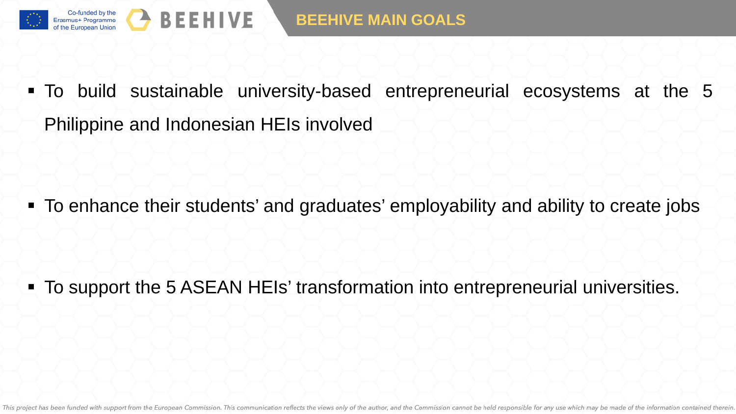# BEEHIVE MAIN GOALS

- To build sustainable university-based entrepreneurial ecosystems at the 5 Philippine and Indonesian HEIs involved

- To enhance their students' and graduates' employability and ability to create jobs

- To support the 5 ASEAN HEIs' transformation into entrepreneurial universities.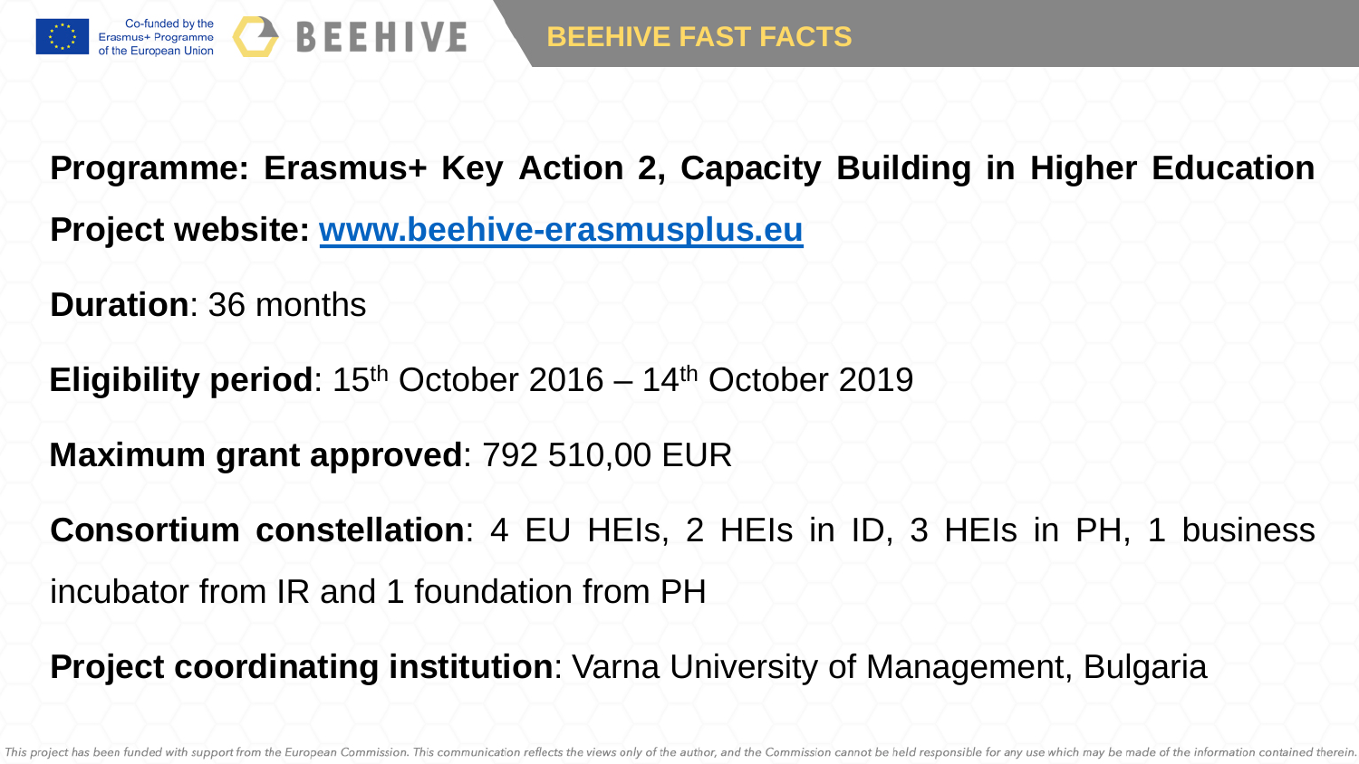# BEEHIVE FAST FACTS

**Programme: Erasmus+ Key Action 2, Capacity Building in Higher Education**

**Project website:** [www.beehive-erasmusplus.eu](http://www.beehive-erasmusplus.eu)

**Duration**: 36 months

**Eligibility period**: 15th October 2016 – 14th October 2019

**Maximum grant approved**: 792 510,00 EUR

**Consortium constellation**: 4 EU HEIs, 2 HEIs in ID, 3 HEIs in PH, 1 business incubator from IR and 1 foundation from PH

**Project coordinating institution**: Varna University of Management, Bulgaria

*This project has been funded with support from the European Commission. This communication reflects the views only of the author, and the Commission cannot be held responsible for any use which may be made of the information contained therein.*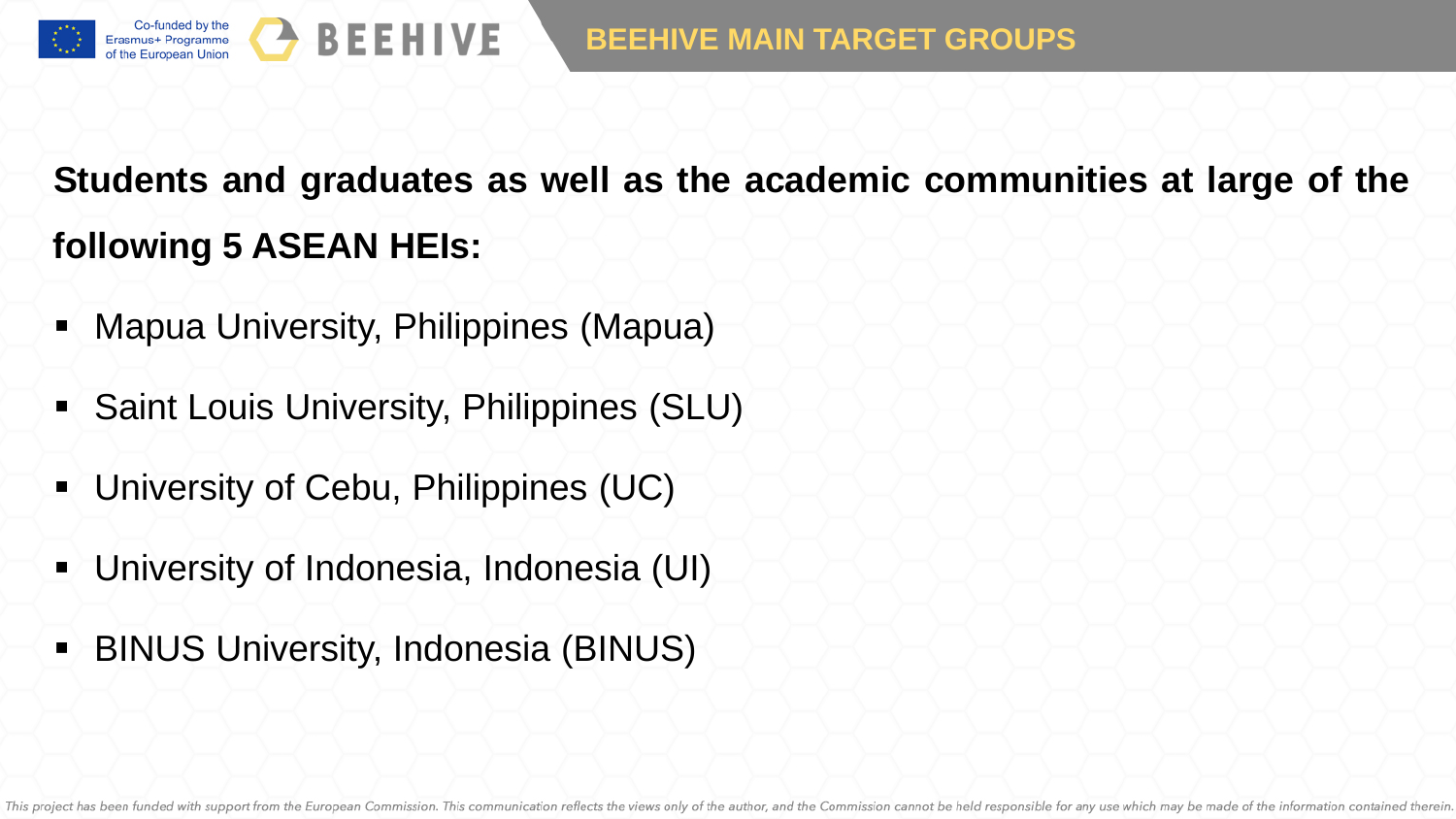# BEEHIVE MAIN TARGET GROUPS

**Students and graduates as well as the academic communities at large of the following 5 ASEAN HEIs:**

- Mapua University, Philippines (Mapua)
- Saint Louis University, Philippines (SLU)
- University of Cebu, Philippines (UC)
- University of Indonesia, Indonesia (UI)
- BINUS University, Indonesia (BINUS)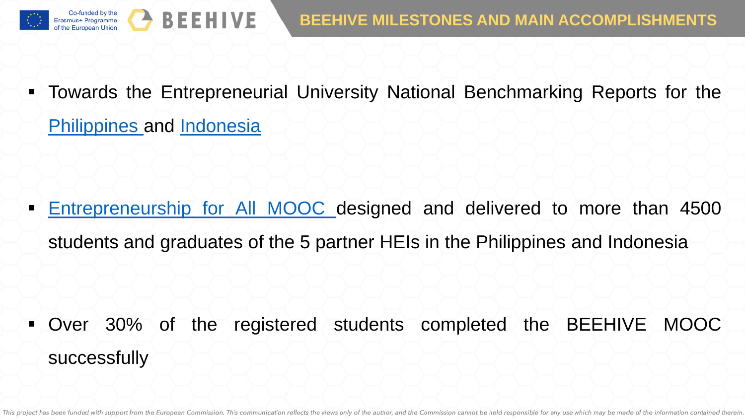# BEEHIVE MILESTONES AND MAIN ACCOMPLISHMENTS

- Towards the Entrepreneurial University National Benchmarking Reports for the Philippines and Indonesia

- Entrepreneurship for All MOOC designed and delivered to more than 4500 students and graduates of the 5 partner HEIs in the Philippines and Indonesia

- Over 30% of the registered students completed the BEEHIVE MOOC successfully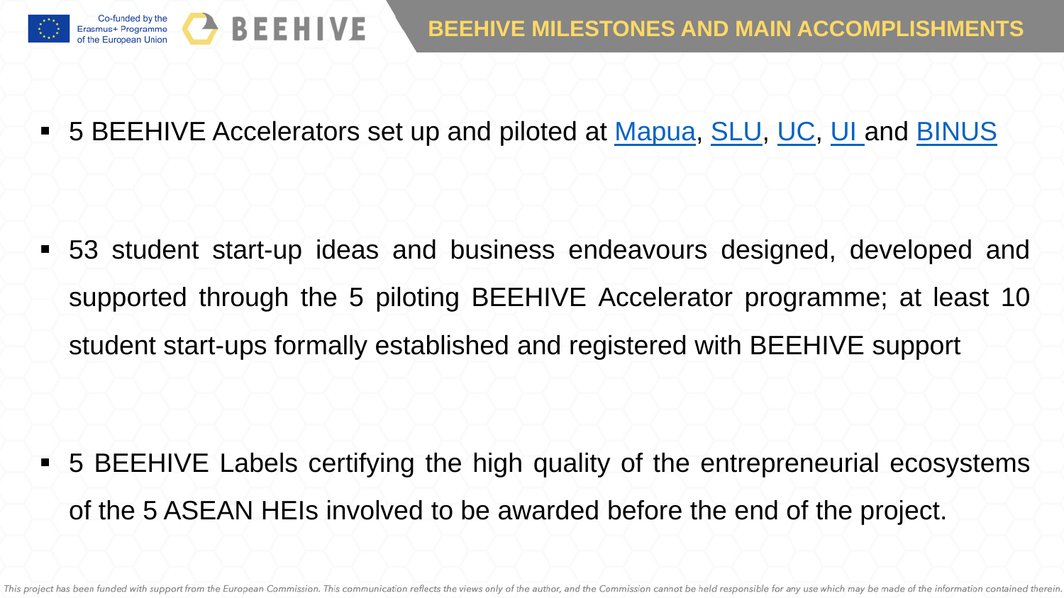# BEEHIVE MILESTONES AND MAIN ACCOMPLISHMENTS

- 5 BEEHIVE Accelerators set up and piloted at Mapua, SLU, UC, UI and BINUS

- 53 student start-up ideas and business endeavours designed, developed and supported through the 5 piloting BEEHIVE Accelerator programme; at least 10 student start-ups formally established and registered with BEEHIVE support

- 5 BEEHIVE Labels certifying the high quality of the entrepreneurial ecosystems of the 5 ASEAN HEIs involved to be awarded before the end of the project.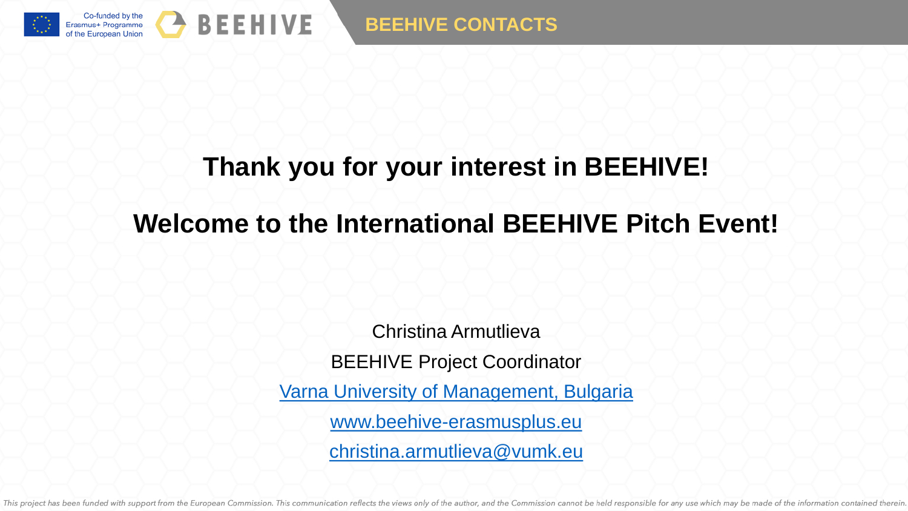## BEEHIVE CONTACTS

# Thank you for your interest in BEEHIVE!

# Welcome to the International BEEHIVE Pitch Event!

Christina Armutlieva

BEEHIVE Project Coordinator

[Varna University of Management, Bulgaria](#)

[www.beehive-erasmusplus.eu](http://www.beehive-erasmusplus.eu)

[christina.armutlieva@vumk.eu](mailto:christina.armutlieva@vumk.eu)

*This project has been funded with support from the European Commission. This communication reflects the views only of the author, and the Commission cannot be held responsible for any use which may be made of the information contained therein.*